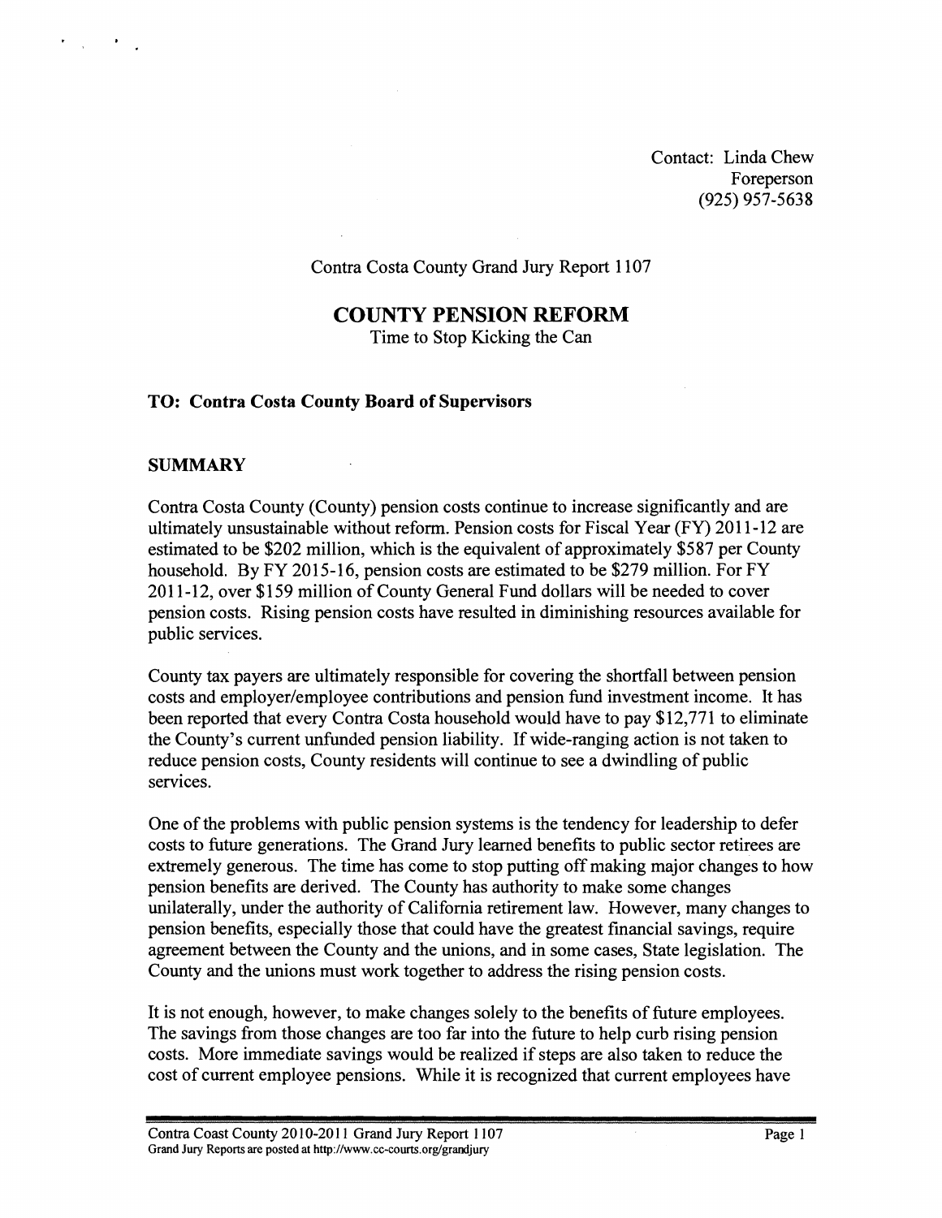Contact: Linda Chew
Foreperson
(925) 957-5638

Contra Costa County Grand Jury Report 1107

# COUNTY PENSION REFORM

Time to Stop Kicking the Can

**TO: Contra Costa County Board of Supervisors**

## SUMMARY

Contra Costa County (County) pension costs continue to increase significantly and are ultimately unsustainable without reform. Pension costs for Fiscal Year (FY) 2011-12 are estimated to be $202 million, which is the equivalent of approximately $587 per County household. By FY 2015-16, pension costs are estimated to be $279 million. For FY 2011-12, over $159 million of County General Fund dollars will be needed to cover pension costs. Rising pension costs have resulted in diminishing resources available for public services.

County tax payers are ultimately responsible for covering the shortfall between pension costs and employer/employee contributions and pension fund investment income. It has been reported that every Contra Costa household would have to pay $12,771 to eliminate the County's current unfunded pension liability. If wide-ranging action is not taken to reduce pension costs, County residents will continue to see a dwindling of public services.

One of the problems with public pension systems is the tendency for leadership to defer costs to future generations. The Grand Jury learned benefits to public sector retirees are extremely generous. The time has come to stop putting off making major changes to how pension benefits are derived. The County has authority to make some changes unilaterally, under the authority of California retirement law. However, many changes to pension benefits, especially those that could have the greatest financial savings, require agreement between the County and the unions, and in some cases, State legislation. The County and the unions must work together to address the rising pension costs.

It is not enough, however, to make changes solely to the benefits of future employees. The savings from those changes are too far into the future to help curb rising pension costs. More immediate savings would be realized if steps are also taken to reduce the cost of current employee pensions. While it is recognized that current employees have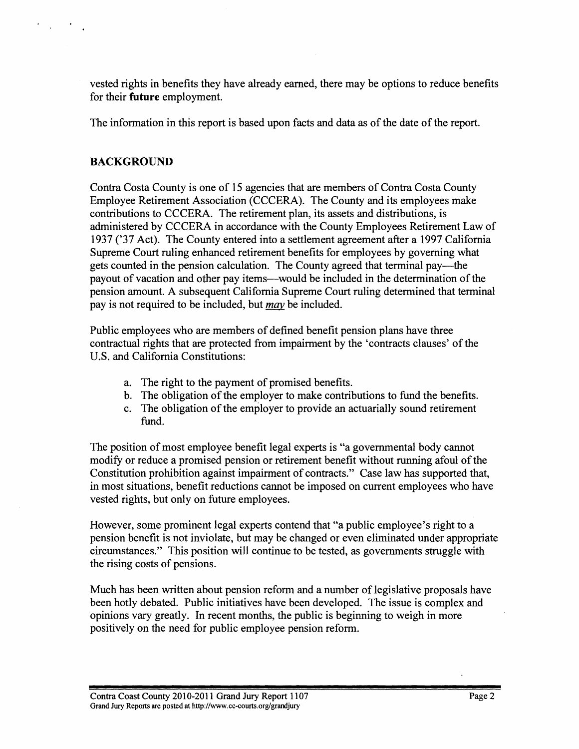vested rights in benefits they have already earned, there may be options to reduce benefits for their **future** employment.

The information in this report is based upon facts and data as of the date of the report.

## BACKGROUND

Contra Costa County is one of 15 agencies that are members of Contra Costa County Employee Retirement Association (CCCERA). The County and its employees make contributions to CCCERA. The retirement plan, its assets and distributions, is administered by CCCERA in accordance with the County Employees Retirement Law of 1937 ('37 Act). The County entered into a settlement agreement after a 1997 California Supreme Court ruling enhanced retirement benefits for employees by governing what gets counted in the pension calculation. The County agreed that terminal pay—the payout of vacation and other pay items—would be included in the determination of the pension amount. A subsequent California Supreme Court ruling determined that terminal pay is not required to be included, but ***may*** be included.

Public employees who are members of defined benefit pension plans have three contractual rights that are protected from impairment by the 'contracts clauses' of the U.S. and California Constitutions:

a. The right to the payment of promised benefits.
b. The obligation of the employer to make contributions to fund the benefits.
c. The obligation of the employer to provide an actuarially sound retirement fund.

The position of most employee benefit legal experts is "a governmental body cannot modify or reduce a promised pension or retirement benefit without running afoul of the Constitution prohibition against impairment of contracts." Case law has supported that, in most situations, benefit reductions cannot be imposed on current employees who have vested rights, but only on future employees.

However, some prominent legal experts contend that "a public employee's right to a pension benefit is not inviolate, but may be changed or even eliminated under appropriate circumstances." This position will continue to be tested, as governments struggle with the rising costs of pensions.

Much has been written about pension reform and a number of legislative proposals have been hotly debated. Public initiatives have been developed. The issue is complex and opinions vary greatly. In recent months, the public is beginning to weigh in more positively on the need for public employee pension reform.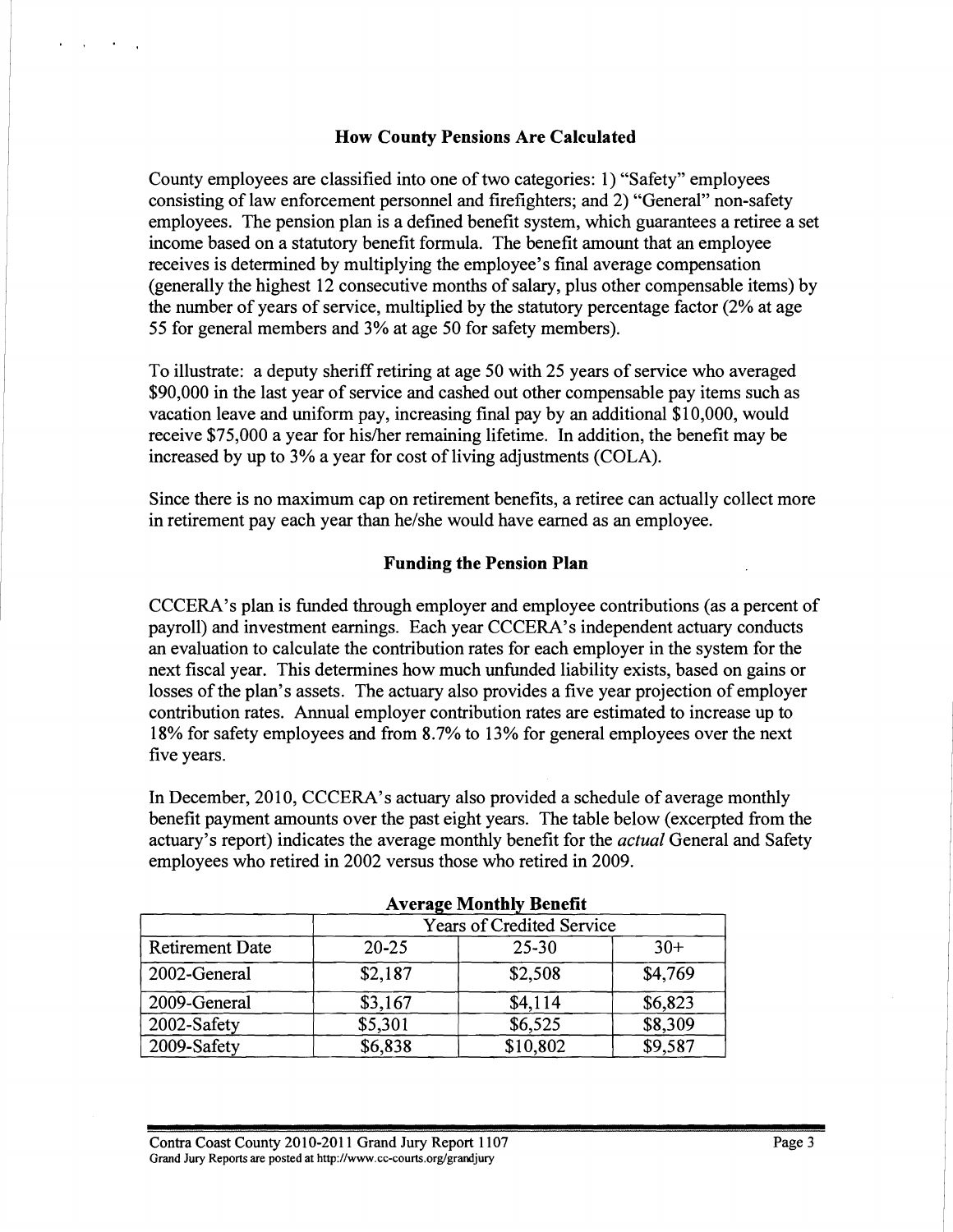## How County Pensions Are Calculated

County employees are classified into one of two categories: 1) "Safety" employees consisting of law enforcement personnel and firefighters; and 2) "General" non-safety employees. The pension plan is a defined benefit system, which guarantees a retiree a set income based on a statutory benefit formula. The benefit amount that an employee receives is determined by multiplying the employee's final average compensation (generally the highest 12 consecutive months of salary, plus other compensable items) by the number of years of service, multiplied by the statutory percentage factor (2% at age 55 for general members and 3% at age 50 for safety members).

To illustrate: a deputy sheriff retiring at age 50 with 25 years of service who averaged $90,000 in the last year of service and cashed out other compensable pay items such as vacation leave and uniform pay, increasing final pay by an additional $10,000, would receive $75,000 a year for his/her remaining lifetime. In addition, the benefit may be increased by up to 3% a year for cost of living adjustments (COLA).

Since there is no maximum cap on retirement benefits, a retiree can actually collect more in retirement pay each year than he/she would have earned as an employee.

## Funding the Pension Plan

CCCERA's plan is funded through employer and employee contributions (as a percent of payroll) and investment earnings. Each year CCCERA's independent actuary conducts an evaluation to calculate the contribution rates for each employer in the system for the next fiscal year. This determines how much unfunded liability exists, based on gains or losses of the plan's assets. The actuary also provides a five year projection of employer contribution rates. Annual employer contribution rates are estimated to increase up to 18% for safety employees and from 8.7% to 13% for general employees over the next five years.

In December, 2010, CCCERA's actuary also provided a schedule of average monthly benefit payment amounts over the past eight years. The table below (excerpted from the actuary's report) indicates the average monthly benefit for the *actual* General and Safety employees who retired in 2002 versus those who retired in 2009.

**Average Monthly Benefit**

| | Years of Credited Service | | |
|---|---|---|---|
| Retirement Date | 20-25 | 25-30 | 30+ |
| 2002-General | $2,187 | $2,508 | $4,769 |
| 2009-General | $3,167 | $4,114 | $6,823 |
| 2002-Safety | $5,301 | $6,525 | $8,309 |
| 2009-Safety | $6,838 | $10,802 | $9,587 |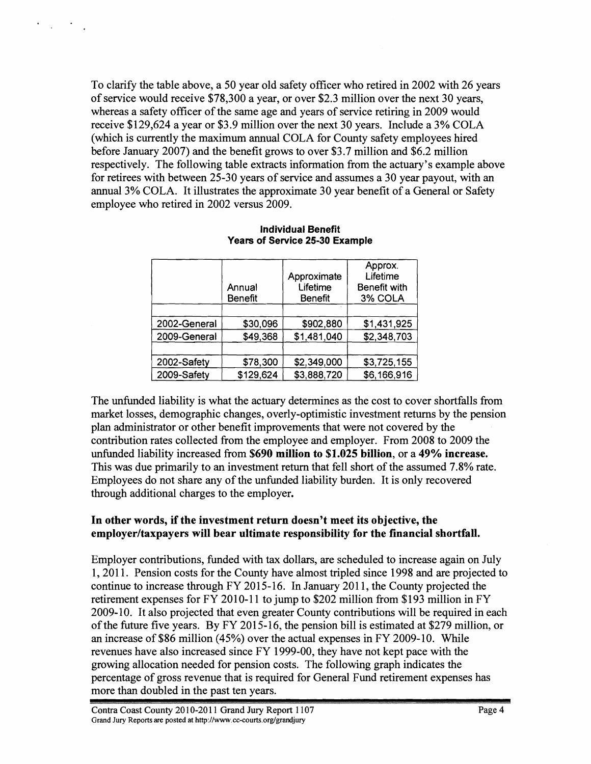To clarify the table above, a 50 year old safety officer who retired in 2002 with 26 years of service would receive $78,300 a year, or over $2.3 million over the next 30 years, whereas a safety officer of the same age and years of service retiring in 2009 would receive $129,624 a year or $3.9 million over the next 30 years. Include a 3% COLA (which is currently the maximum annual COLA for County safety employees hired before January 2007) and the benefit grows to over $3.7 million and $6.2 million respectively. The following table extracts information from the actuary's example above for retirees with between 25-30 years of service and assumes a 30 year payout, with an annual 3% COLA. It illustrates the approximate 30 year benefit of a General or Safety employee who retired in 2002 versus 2009.

**Individual Benefit**
**Years of Service 25-30 Example**

| | Annual Benefit | Approximate Lifetime Benefit | Approx. Lifetime Benefit with 3% COLA |
|---|---|---|---|
| | | | |
| 2002-General | $30,096 | $902,880 | $1,431,925 |
| 2009-General | $49,368 | $1,481,040 | $2,348,703 |
| | | | |
| 2002-Safety | $78,300 | $2,349,000 | $3,725,155 |
| 2009-Safety | $129,624 | $3,888,720 | $6,166,916 |

The unfunded liability is what the actuary determines as the cost to cover shortfalls from market losses, demographic changes, overly-optimistic investment returns by the pension plan administrator or other benefit improvements that were not covered by the contribution rates collected from the employee and employer. From 2008 to 2009 the unfunded liability increased from **$690 million to $1.025 billion**, or a **49% increase.** This was due primarily to an investment return that fell short of the assumed 7.8% rate. Employees do not share any of the unfunded liability burden. It is only recovered through additional charges to the employer**.**

**In other words, if the investment return doesn't meet its objective, the employer/taxpayers will bear ultimate responsibility for the financial shortfall.**

Employer contributions, funded with tax dollars, are scheduled to increase again on July 1, 2011. Pension costs for the County have almost tripled since 1998 and are projected to continue to increase through FY 2015-16. In January 2011, the County projected the retirement expenses for FY 2010-11 to jump to $202 million from $193 million in FY 2009-10. It also projected that even greater County contributions will be required in each of the future five years. By FY 2015-16, the pension bill is estimated at $279 million, or an increase of $86 million (45%) over the actual expenses in FY 2009-10. While revenues have also increased since FY 1999-00, they have not kept pace with the growing allocation needed for pension costs. The following graph indicates the percentage of gross revenue that is required for General Fund retirement expenses has more than doubled in the past ten years.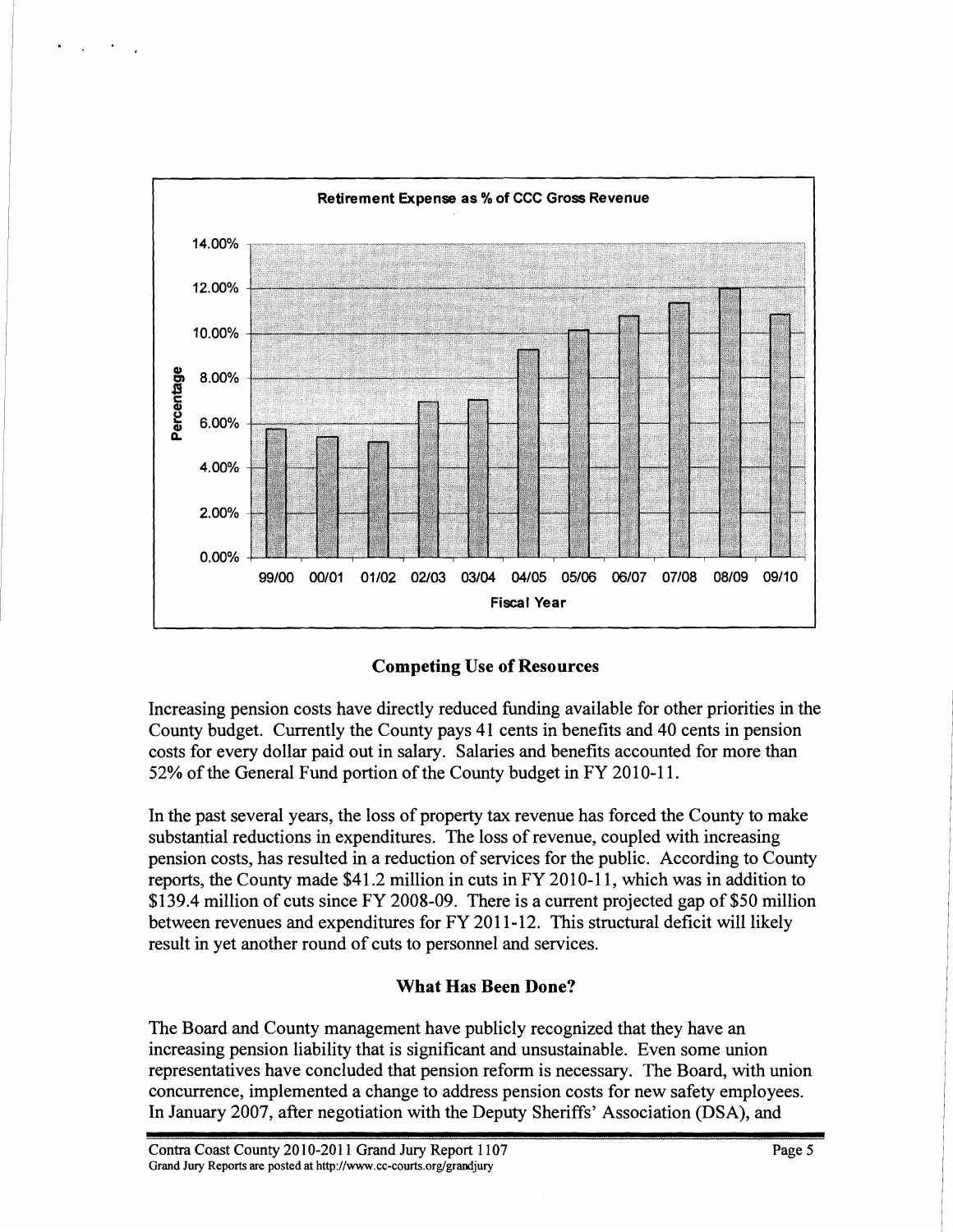**Retirement Expense as % of CCC Gross Revenue**

## Competing Use of Resources

Increasing pension costs have directly reduced funding available for other priorities in the County budget. Currently the County pays 41 cents in benefits and 40 cents in pension costs for every dollar paid out in salary. Salaries and benefits accounted for more than 52% of the General Fund portion of the County budget in FY 2010-11.

In the past several years, the loss of property tax revenue has forced the County to make substantial reductions in expenditures. The loss of revenue, coupled with increasing pension costs, has resulted in a reduction of services for the public. According to County reports, the County made $41.2 million in cuts in FY 2010-11, which was in addition to $139.4 million of cuts since FY 2008-09. There is a current projected gap of $50 million between revenues and expenditures for FY 2011-12. This structural deficit will likely result in yet another round of cuts to personnel and services.

## What Has Been Done?

The Board and County management have publicly recognized that they have an increasing pension liability that is significant and unsustainable. Even some union representatives have concluded that pension reform is necessary. The Board, with union concurrence, implemented a change to address pension costs for new safety employees. In January 2007, after negotiation with the Deputy Sheriffs' Association (DSA), and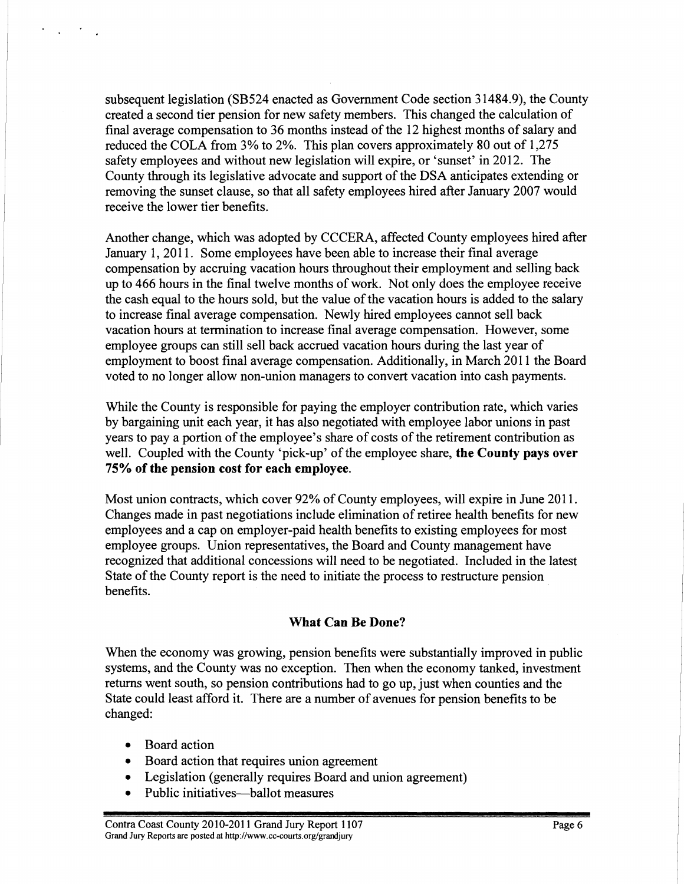subsequent legislation (SB524 enacted as Government Code section 31484.9), the County created a second tier pension for new safety members. This changed the calculation of final average compensation to 36 months instead of the 12 highest months of salary and reduced the COLA from 3% to 2%. This plan covers approximately 80 out of 1,275 safety employees and without new legislation will expire, or 'sunset' in 2012. The County through its legislative advocate and support of the DSA anticipates extending or removing the sunset clause, so that all safety employees hired after January 2007 would receive the lower tier benefits.

Another change, which was adopted by CCCERA, affected County employees hired after January 1, 2011. Some employees have been able to increase their final average compensation by accruing vacation hours throughout their employment and selling back up to 466 hours in the final twelve months of work. Not only does the employee receive the cash equal to the hours sold, but the value of the vacation hours is added to the salary to increase final average compensation. Newly hired employees cannot sell back vacation hours at termination to increase final average compensation. However, some employee groups can still sell back accrued vacation hours during the last year of employment to boost final average compensation. Additionally, in March 2011 the Board voted to no longer allow non-union managers to convert vacation into cash payments.

While the County is responsible for paying the employer contribution rate, which varies by bargaining unit each year, it has also negotiated with employee labor unions in past years to pay a portion of the employee's share of costs of the retirement contribution as well. Coupled with the County 'pick-up' of the employee share, **the County pays over 75% of the pension cost for each employee.**

Most union contracts, which cover 92% of County employees, will expire in June 2011. Changes made in past negotiations include elimination of retiree health benefits for new employees and a cap on employer-paid health benefits to existing employees for most employee groups. Union representatives, the Board and County management have recognized that additional concessions will need to be negotiated. Included in the latest State of the County report is the need to initiate the process to restructure pension benefits.

## What Can Be Done?

When the economy was growing, pension benefits were substantially improved in public systems, and the County was no exception. Then when the economy tanked, investment returns went south, so pension contributions had to go up, just when counties and the State could least afford it. There are a number of avenues for pension benefits to be changed:

- Board action
- Board action that requires union agreement
- Legislation (generally requires Board and union agreement)
- Public initiatives—ballot measures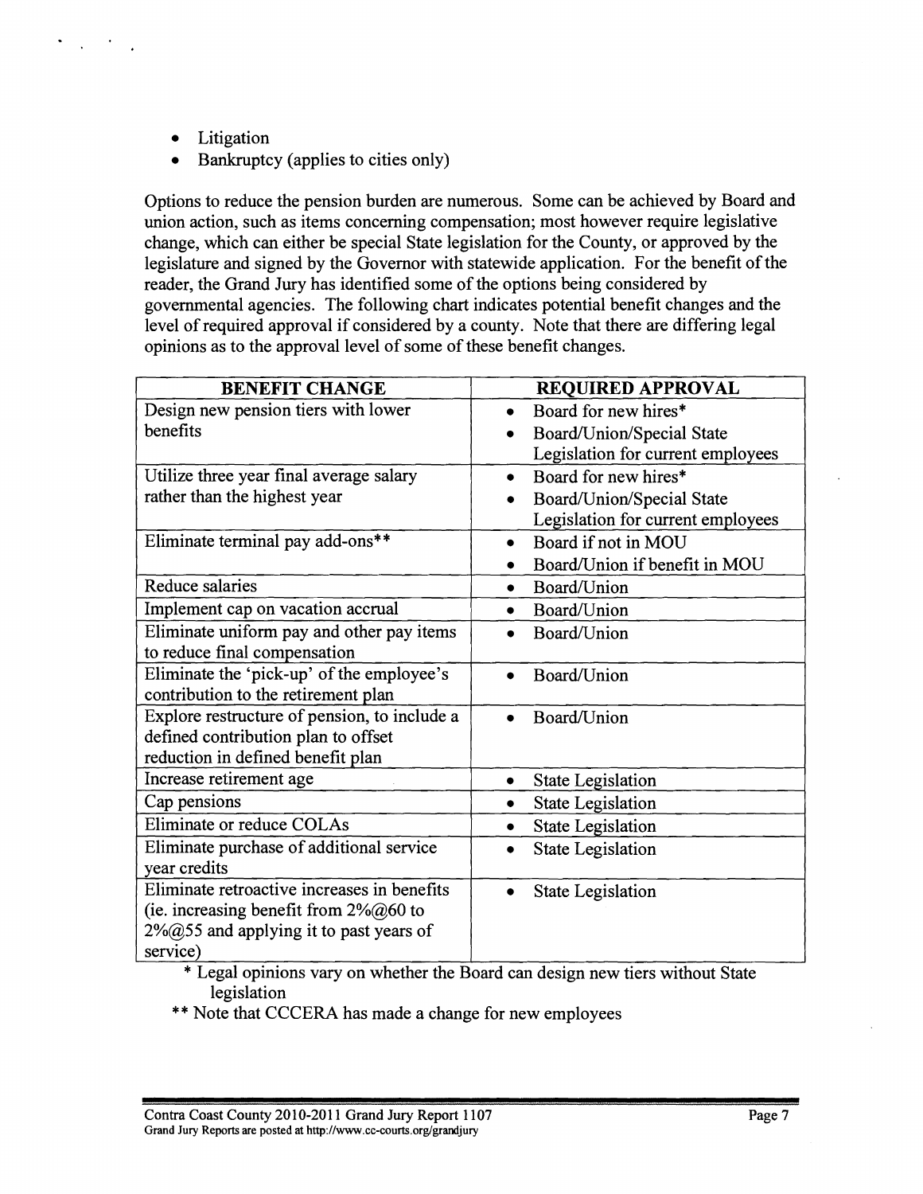- Litigation
- Bankruptcy (applies to cities only)

Options to reduce the pension burden are numerous. Some can be achieved by Board and union action, such as items concerning compensation; most however require legislative change, which can either be special State legislation for the County, or approved by the legislature and signed by the Governor with statewide application. For the benefit of the reader, the Grand Jury has identified some of the options being considered by governmental agencies. The following chart indicates potential benefit changes and the level of required approval if considered by a county. Note that there are differing legal opinions as to the approval level of some of these benefit changes.

| BENEFIT CHANGE | REQUIRED APPROVAL |
|---|---|
| Design new pension tiers with lower benefits | • Board for new hires* <br> • Board/Union/Special State Legislation for current employees |
| Utilize three year final average salary rather than the highest year | • Board for new hires* <br> • Board/Union/Special State Legislation for current employees |
| Eliminate terminal pay add-ons** | • Board if not in MOU <br> • Board/Union if benefit in MOU |
| Reduce salaries | • Board/Union |
| Implement cap on vacation accrual | • Board/Union |
| Eliminate uniform pay and other pay items to reduce final compensation | • Board/Union |
| Eliminate the 'pick-up' of the employee's contribution to the retirement plan | • Board/Union |
| Explore restructure of pension, to include a defined contribution plan to offset reduction in defined benefit plan | • Board/Union |
| Increase retirement age | • State Legislation |
| Cap pensions | • State Legislation |
| Eliminate or reduce COLAs | • State Legislation |
| Eliminate purchase of additional service year credits | • State Legislation |
| Eliminate retroactive increases in benefits (ie. increasing benefit from 2%@60 to 2%@55 and applying it to past years of service) | • State Legislation |

\* Legal opinions vary on whether the Board can design new tiers without State legislation

\*\* Note that CCCERA has made a change for new employees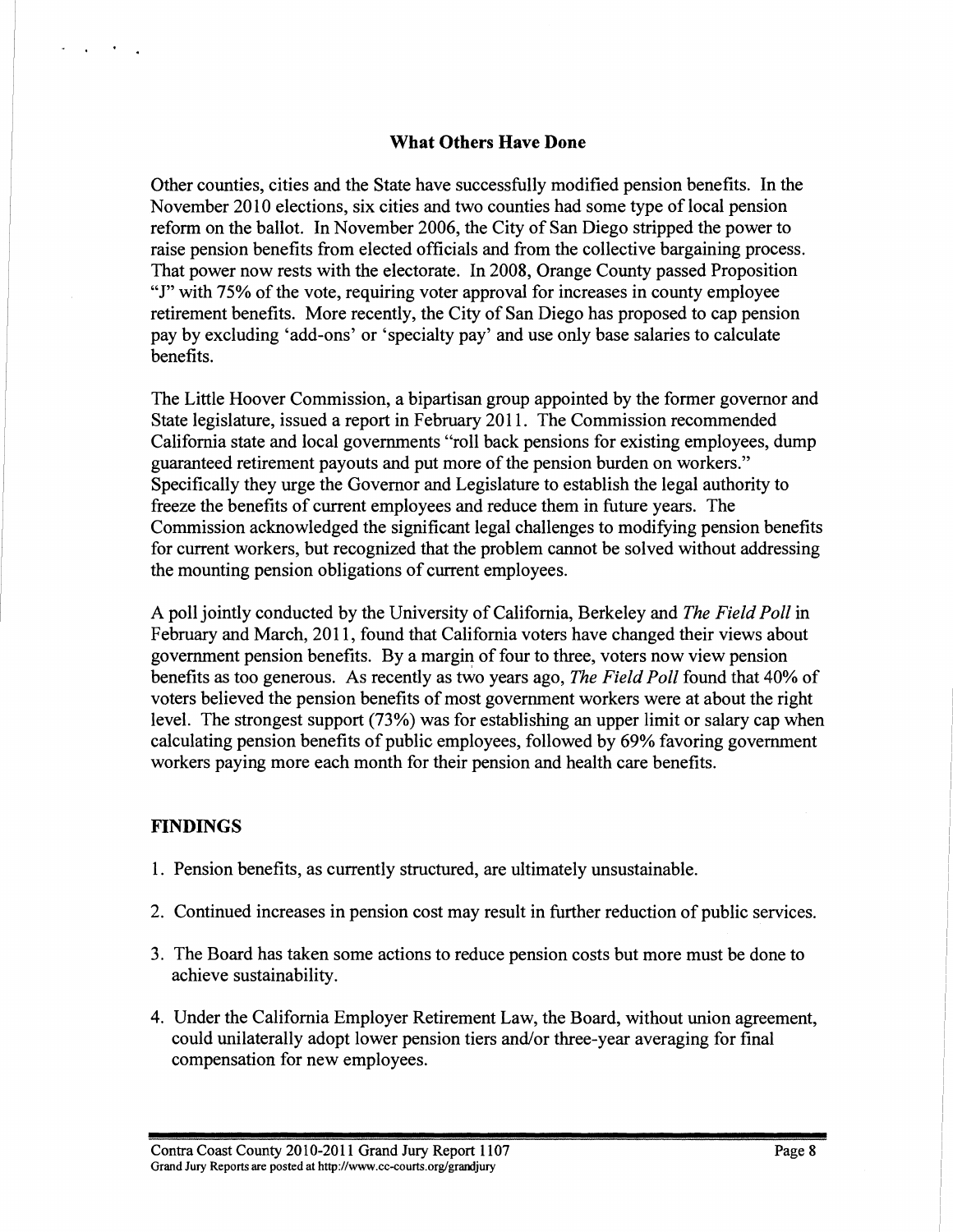### What Others Have Done

Other counties, cities and the State have successfully modified pension benefits. In the November 2010 elections, six cities and two counties had some type of local pension reform on the ballot. In November 2006, the City of San Diego stripped the power to raise pension benefits from elected officials and from the collective bargaining process. That power now rests with the electorate. In 2008, Orange County passed Proposition "J" with 75% of the vote, requiring voter approval for increases in county employee retirement benefits. More recently, the City of San Diego has proposed to cap pension pay by excluding 'add-ons' or 'specialty pay' and use only base salaries to calculate benefits.

The Little Hoover Commission, a bipartisan group appointed by the former governor and State legislature, issued a report in February 2011. The Commission recommended California state and local governments "roll back pensions for existing employees, dump guaranteed retirement payouts and put more of the pension burden on workers." Specifically they urge the Governor and Legislature to establish the legal authority to freeze the benefits of current employees and reduce them in future years. The Commission acknowledged the significant legal challenges to modifying pension benefits for current workers, but recognized that the problem cannot be solved without addressing the mounting pension obligations of current employees.

A poll jointly conducted by the University of California, Berkeley and *The Field Poll* in February and March, 2011, found that California voters have changed their views about government pension benefits. By a margin of four to three, voters now view pension benefits as too generous. As recently as two years ago, *The Field Poll* found that 40% of voters believed the pension benefits of most government workers were at about the right level. The strongest support (73%) was for establishing an upper limit or salary cap when calculating pension benefits of public employees, followed by 69% favoring government workers paying more each month for their pension and health care benefits.

## FINDINGS

1. Pension benefits, as currently structured, are ultimately unsustainable.
2. Continued increases in pension cost may result in further reduction of public services.
3. The Board has taken some actions to reduce pension costs but more must be done to achieve sustainability.
4. Under the California Employer Retirement Law, the Board, without union agreement, could unilaterally adopt lower pension tiers and/or three-year averaging for final compensation for new employees.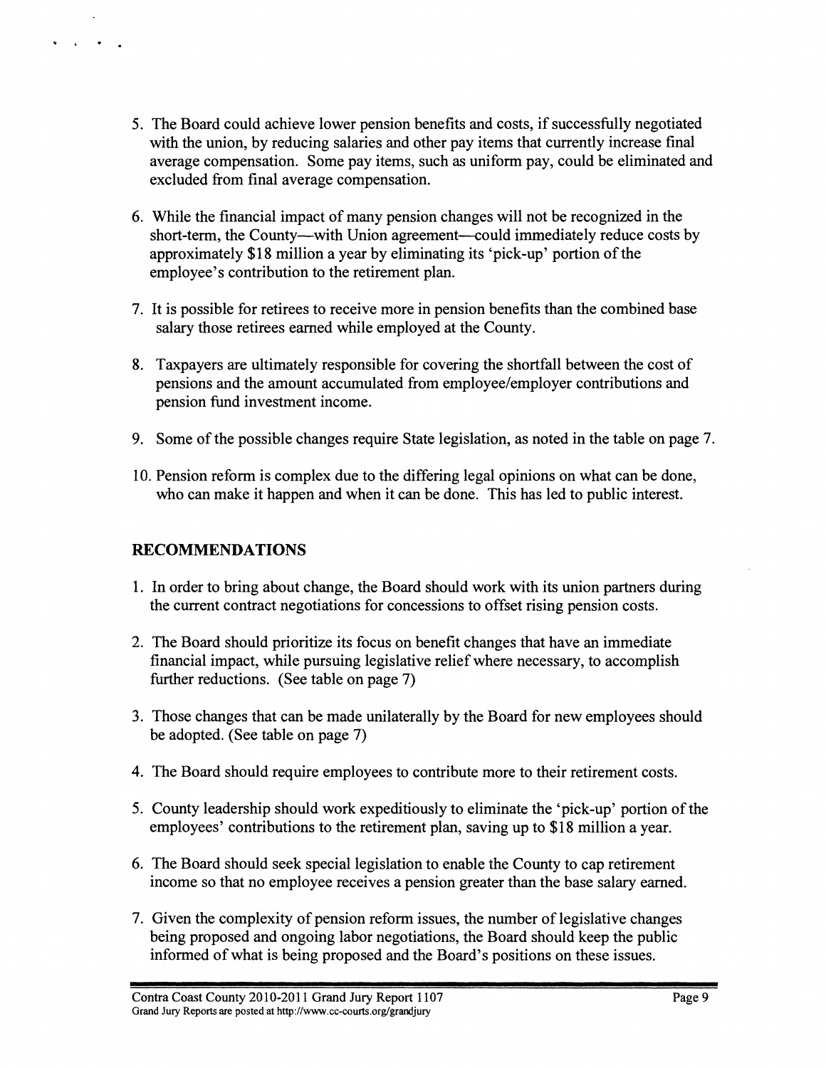5. The Board could achieve lower pension benefits and costs, if successfully negotiated with the union, by reducing salaries and other pay items that currently increase final average compensation. Some pay items, such as uniform pay, could be eliminated and excluded from final average compensation.

6. While the financial impact of many pension changes will not be recognized in the short-term, the County—with Union agreement—could immediately reduce costs by approximately $18 million a year by eliminating its 'pick-up' portion of the employee's contribution to the retirement plan.

7. It is possible for retirees to receive more in pension benefits than the combined base salary those retirees earned while employed at the County.

8. Taxpayers are ultimately responsible for covering the shortfall between the cost of pensions and the amount accumulated from employee/employer contributions and pension fund investment income.

9. Some of the possible changes require State legislation, as noted in the table on page 7.

10. Pension reform is complex due to the differing legal opinions on what can be done, who can make it happen and when it can be done. This has led to public interest.

## RECOMMENDATIONS

1. In order to bring about change, the Board should work with its union partners during the current contract negotiations for concessions to offset rising pension costs.

2. The Board should prioritize its focus on benefit changes that have an immediate financial impact, while pursuing legislative relief where necessary, to accomplish further reductions. (See table on page 7)

3. Those changes that can be made unilaterally by the Board for new employees should be adopted. (See table on page 7)

4. The Board should require employees to contribute more to their retirement costs.

5. County leadership should work expeditiously to eliminate the 'pick-up' portion of the employees' contributions to the retirement plan, saving up to $18 million a year.

6. The Board should seek special legislation to enable the County to cap retirement income so that no employee receives a pension greater than the base salary earned.

7. Given the complexity of pension reform issues, the number of legislative changes being proposed and ongoing labor negotiations, the Board should keep the public informed of what is being proposed and the Board's positions on these issues.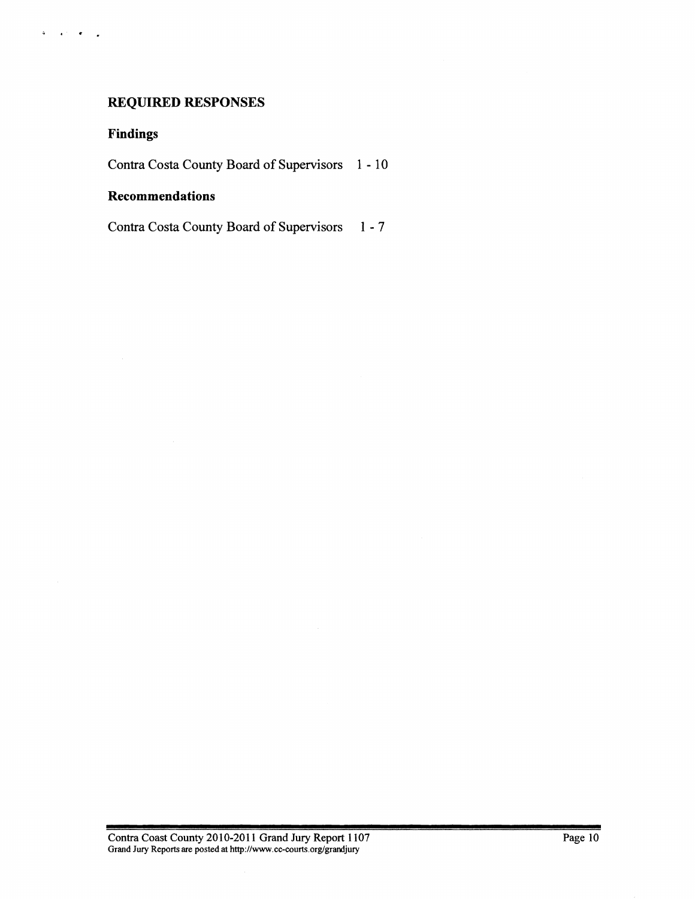## REQUIRED RESPONSES

### Findings

Contra Costa County Board of Supervisors 1 - 10

### Recommendations

Contra Costa County Board of Supervisors 1 - 7